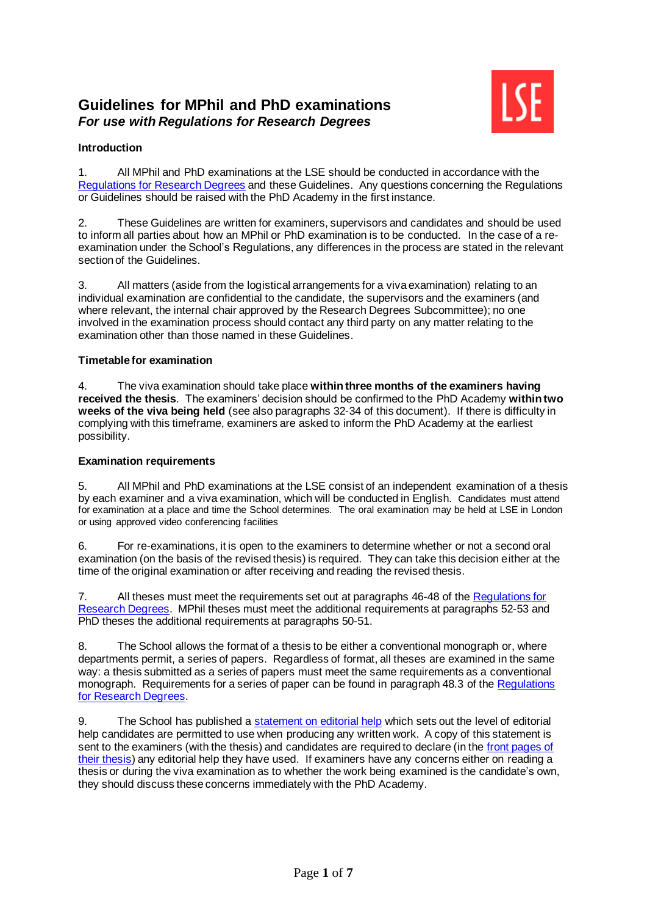# Guidelines for MPhil and PhD examinations

***For use with Regulations for Research Degrees***

**Introduction**

1. All MPhil and PhD examinations at the LSE should be conducted in accordance with the Regulations for Research Degrees and these Guidelines. Any questions concerning the Regulations or Guidelines should be raised with the PhD Academy in the first instance.

2. These Guidelines are written for examiners, supervisors and candidates and should be used to inform all parties about how an MPhil or PhD examination is to be conducted. In the case of a re-examination under the School's Regulations, any differences in the process are stated in the relevant section of the Guidelines.

3. All matters (aside from the logistical arrangements for a viva examination) relating to an individual examination are confidential to the candidate, the supervisors and the examiners (and where relevant, the internal chair approved by the Research Degrees Subcommittee); no one involved in the examination process should contact any third party on any matter relating to the examination other than those named in these Guidelines.

**Timetable for examination**

4. The viva examination should take place **within three months of the examiners having received the thesis**. The examiners' decision should be confirmed to the PhD Academy **within two weeks of the viva being held** (see also paragraphs 32-34 of this document). If there is difficulty in complying with this timeframe, examiners are asked to inform the PhD Academy at the earliest possibility.

**Examination requirements**

5. All MPhil and PhD examinations at the LSE consist of an independent examination of a thesis by each examiner and a viva examination, which will be conducted in English. Candidates must attend for examination at a place and time the School determines. The oral examination may be held at LSE in London or using approved video conferencing facilities

6. For re-examinations, it is open to the examiners to determine whether or not a second oral examination (on the basis of the revised thesis) is required. They can take this decision either at the time of the original examination or after receiving and reading the revised thesis.

7. All theses must meet the requirements set out at paragraphs 46-48 of the Regulations for Research Degrees. MPhil theses must meet the additional requirements at paragraphs 52-53 and PhD theses the additional requirements at paragraphs 50-51.

8. The School allows the format of a thesis to be either a conventional monograph or, where departments permit, a series of papers. Regardless of format, all theses are examined in the same way: a thesis submitted as a series of papers must meet the same requirements as a conventional monograph. Requirements for a series of paper can be found in paragraph 48.3 of the Regulations for Research Degrees.

9. The School has published a statement on editorial help which sets out the level of editorial help candidates are permitted to use when producing any written work. A copy of this statement is sent to the examiners (with the thesis) and candidates are required to declare (in the front pages of their thesis) any editorial help they have used. If examiners have any concerns either on reading a thesis or during the viva examination as to whether the work being examined is the candidate's own, they should discuss these concerns immediately with the PhD Academy.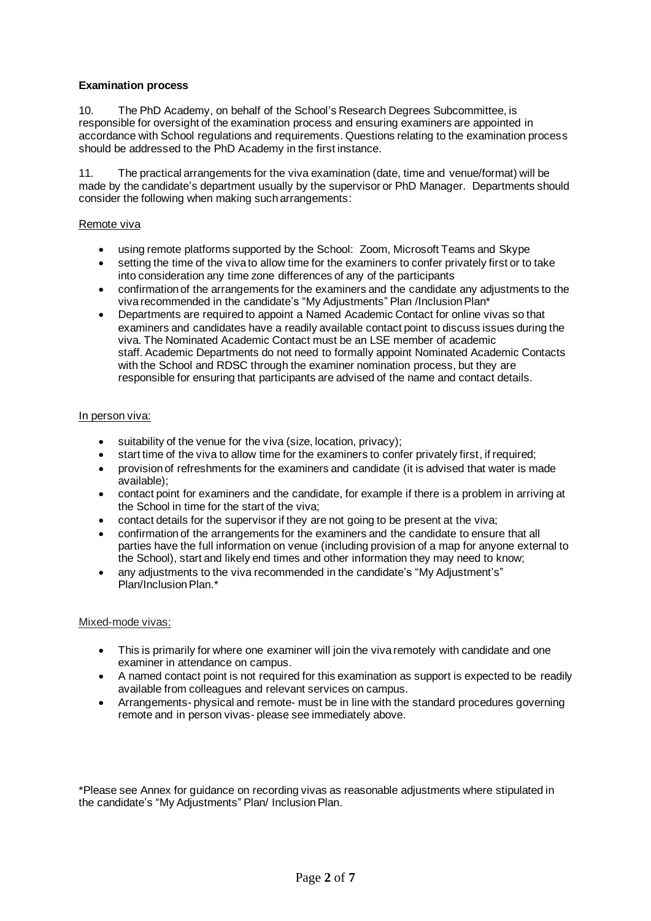**Examination process**

10. The PhD Academy, on behalf of the School's Research Degrees Subcommittee, is responsible for oversight of the examination process and ensuring examiners are appointed in accordance with School regulations and requirements. Questions relating to the examination process should be addressed to the PhD Academy in the first instance.

11. The practical arrangements for the viva examination (date, time and venue/format) will be made by the candidate's department usually by the supervisor or PhD Manager. Departments should consider the following when making such arrangements:

Remote viva

- using remote platforms supported by the School: Zoom, Microsoft Teams and Skype
- setting the time of the viva to allow time for the examiners to confer privately first or to take into consideration any time zone differences of any of the participants
- confirmation of the arrangements for the examiners and the candidate any adjustments to the viva recommended in the candidate's "My Adjustments" Plan /Inclusion Plan*
- Departments are required to appoint a Named Academic Contact for online vivas so that examiners and candidates have a readily available contact point to discuss issues during the viva. The Nominated Academic Contact must be an LSE member of academic staff. Academic Departments do not need to formally appoint Nominated Academic Contacts with the School and RDSC through the examiner nomination process, but they are responsible for ensuring that participants are advised of the name and contact details.

In person viva:

- suitability of the venue for the viva (size, location, privacy);
- start time of the viva to allow time for the examiners to confer privately first, if required;
- provision of refreshments for the examiners and candidate (it is advised that water is made available);
- contact point for examiners and the candidate, for example if there is a problem in arriving at the School in time for the start of the viva;
- contact details for the supervisor if they are not going to be present at the viva;
- confirmation of the arrangements for the examiners and the candidate to ensure that all parties have the full information on venue (including provision of a map for anyone external to the School), start and likely end times and other information they may need to know;
- any adjustments to the viva recommended in the candidate's "My Adjustment's" Plan/Inclusion Plan.*

Mixed-mode vivas:

- This is primarily for where one examiner will join the viva remotely with candidate and one examiner in attendance on campus.
- A named contact point is not required for this examination as support is expected to be readily available from colleagues and relevant services on campus.
- Arrangements- physical and remote- must be in line with the standard procedures governing remote and in person vivas- please see immediately above.

*Please see Annex for guidance on recording vivas as reasonable adjustments where stipulated in the candidate's "My Adjustments" Plan/ Inclusion Plan.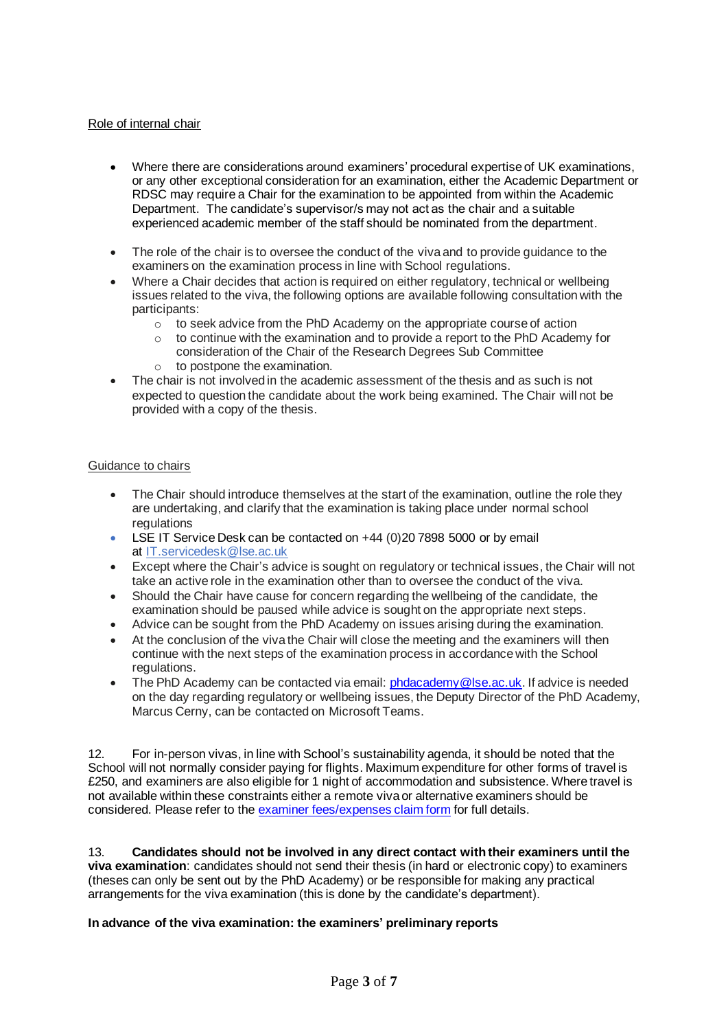Role of internal chair

- Where there are considerations around examiners' procedural expertise of UK examinations, or any other exceptional consideration for an examination, either the Academic Department or RDSC may require a Chair for the examination to be appointed from within the Academic Department. The candidate's supervisor/s may not act as the chair and a suitable experienced academic member of the staff should be nominated from the department.

- The role of the chair is to oversee the conduct of the viva and to provide guidance to the examiners on the examination process in line with School regulations.
- Where a Chair decides that action is required on either regulatory, technical or wellbeing issues related to the viva, the following options are available following consultation with the participants:
  - to seek advice from the PhD Academy on the appropriate course of action
  - to continue with the examination and to provide a report to the PhD Academy for consideration of the Chair of the Research Degrees Sub Committee
  - to postpone the examination.
- The chair is not involved in the academic assessment of the thesis and as such is not expected to question the candidate about the work being examined. The Chair will not be provided with a copy of the thesis.

Guidance to chairs

- The Chair should introduce themselves at the start of the examination, outline the role they are undertaking, and clarify that the examination is taking place under normal school regulations
- LSE IT Service Desk can be contacted on +44 (0)20 7898 5000 or by email at [IT.servicedesk@lse.ac.uk](mailto:IT.servicedesk@lse.ac.uk)
- Except where the Chair's advice is sought on regulatory or technical issues, the Chair will not take an active role in the examination other than to oversee the conduct of the viva.
- Should the Chair have cause for concern regarding the wellbeing of the candidate, the examination should be paused while advice is sought on the appropriate next steps.
- Advice can be sought from the PhD Academy on issues arising during the examination.
- At the conclusion of the viva the Chair will close the meeting and the examiners will then continue with the next steps of the examination process in accordance with the School regulations.
- The PhD Academy can be contacted via email: [phdacademy@lse.ac.uk](mailto:phdacademy@lse.ac.uk). If advice is needed on the day regarding regulatory or wellbeing issues, the Deputy Director of the PhD Academy, Marcus Cerny, can be contacted on Microsoft Teams.

12. For in-person vivas, in line with School's sustainability agenda, it should be noted that the School will not normally consider paying for flights. Maximum expenditure for other forms of travel is £250, and examiners are also eligible for 1 night of accommodation and subsistence. Where travel is not available within these constraints either a remote viva or alternative examiners should be considered. Please refer to the examiner fees/expenses claim form for full details.

13. **Candidates should not be involved in any direct contact with their examiners until the viva examination**: candidates should not send their thesis (in hard or electronic copy) to examiners (theses can only be sent out by the PhD Academy) or be responsible for making any practical arrangements for the viva examination (this is done by the candidate's department).

**In advance of the viva examination: the examiners' preliminary reports**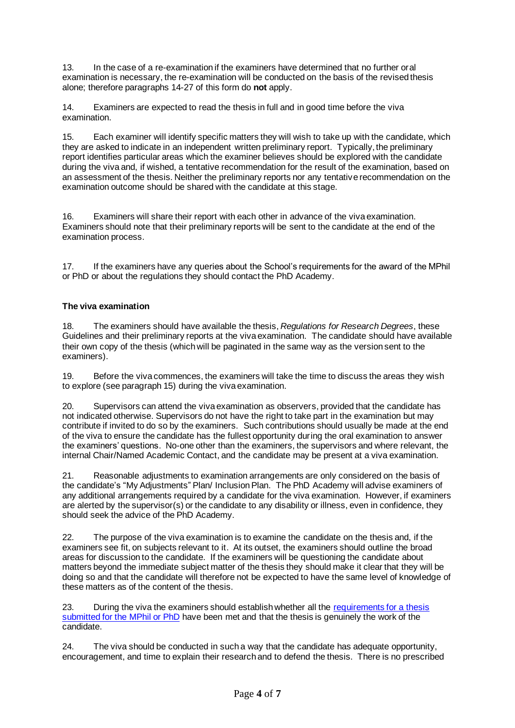13. In the case of a re-examination if the examiners have determined that no further oral examination is necessary, the re-examination will be conducted on the basis of the revised thesis alone; therefore paragraphs 14-27 of this form do **not** apply.

14. Examiners are expected to read the thesis in full and in good time before the viva examination.

15. Each examiner will identify specific matters they will wish to take up with the candidate, which they are asked to indicate in an independent written preliminary report. Typically, the preliminary report identifies particular areas which the examiner believes should be explored with the candidate during the viva and, if wished, a tentative recommendation for the result of the examination, based on an assessment of the thesis. Neither the preliminary reports nor any tentative recommendation on the examination outcome should be shared with the candidate at this stage.

16. Examiners will share their report with each other in advance of the viva examination. Examiners should note that their preliminary reports will be sent to the candidate at the end of the examination process.

17. If the examiners have any queries about the School's requirements for the award of the MPhil or PhD or about the regulations they should contact the PhD Academy.

**The viva examination**

18. The examiners should have available the thesis, *Regulations for Research Degrees*, these Guidelines and their preliminary reports at the viva examination. The candidate should have available their own copy of the thesis (which will be paginated in the same way as the version sent to the examiners).

19. Before the viva commences, the examiners will take the time to discuss the areas they wish to explore (see paragraph 15) during the viva examination.

20. Supervisors can attend the viva examination as observers, provided that the candidate has not indicated otherwise. Supervisors do not have the right to take part in the examination but may contribute if invited to do so by the examiners. Such contributions should usually be made at the end of the viva to ensure the candidate has the fullest opportunity during the oral examination to answer the examiners' questions. No-one other than the examiners, the supervisors and where relevant, the internal Chair/Named Academic Contact, and the candidate may be present at a viva examination.

21. Reasonable adjustments to examination arrangements are only considered on the basis of the candidate's "My Adjustments" Plan/ Inclusion Plan. The PhD Academy will advise examiners of any additional arrangements required by a candidate for the viva examination. However, if examiners are alerted by the supervisor(s) or the candidate to any disability or illness, even in confidence, they should seek the advice of the PhD Academy.

22. The purpose of the viva examination is to examine the candidate on the thesis and, if the examiners see fit, on subjects relevant to it. At its outset, the examiners should outline the broad areas for discussion to the candidate. If the examiners will be questioning the candidate about matters beyond the immediate subject matter of the thesis they should make it clear that they will be doing so and that the candidate will therefore not be expected to have the same level of knowledge of these matters as of the content of the thesis.

23. During the viva the examiners should establish whether all the requirements for a thesis submitted for the MPhil or PhD have been met and that the thesis is genuinely the work of the candidate.

24. The viva should be conducted in such a way that the candidate has adequate opportunity, encouragement, and time to explain their research and to defend the thesis. There is no prescribed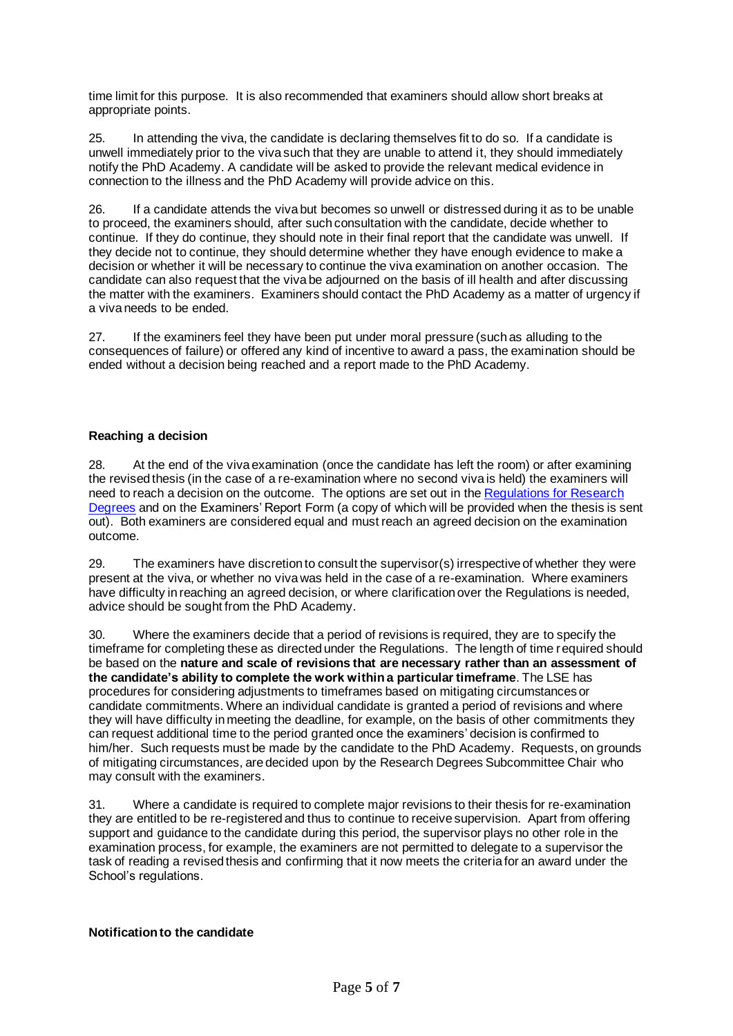time limit for this purpose. It is also recommended that examiners should allow short breaks at appropriate points.

25. In attending the viva, the candidate is declaring themselves fit to do so. If a candidate is unwell immediately prior to the viva such that they are unable to attend it, they should immediately notify the PhD Academy. A candidate will be asked to provide the relevant medical evidence in connection to the illness and the PhD Academy will provide advice on this.

26. If a candidate attends the viva but becomes so unwell or distressed during it as to be unable to proceed, the examiners should, after such consultation with the candidate, decide whether to continue. If they do continue, they should note in their final report that the candidate was unwell. If they decide not to continue, they should determine whether they have enough evidence to make a decision or whether it will be necessary to continue the viva examination on another occasion. The candidate can also request that the viva be adjourned on the basis of ill health and after discussing the matter with the examiners. Examiners should contact the PhD Academy as a matter of urgency if a viva needs to be ended.

27. If the examiners feel they have been put under moral pressure (such as alluding to the consequences of failure) or offered any kind of incentive to award a pass, the examination should be ended without a decision being reached and a report made to the PhD Academy.

**Reaching a decision**

28. At the end of the viva examination (once the candidate has left the room) or after examining the revised thesis (in the case of a re-examination where no second viva is held) the examiners will need to reach a decision on the outcome. The options are set out in the Regulations for Research Degrees and on the Examiners' Report Form (a copy of which will be provided when the thesis is sent out). Both examiners are considered equal and must reach an agreed decision on the examination outcome.

29. The examiners have discretion to consult the supervisor(s) irrespective of whether they were present at the viva, or whether no viva was held in the case of a re-examination. Where examiners have difficulty in reaching an agreed decision, or where clarification over the Regulations is needed, advice should be sought from the PhD Academy.

30. Where the examiners decide that a period of revisions is required, they are to specify the timeframe for completing these as directed under the Regulations. The length of time required should be based on the **nature and scale of revisions that are necessary rather than an assessment of the candidate's ability to complete the work within a particular timeframe**. The LSE has procedures for considering adjustments to timeframes based on mitigating circumstances or candidate commitments. Where an individual candidate is granted a period of revisions and where they will have difficulty in meeting the deadline, for example, on the basis of other commitments they can request additional time to the period granted once the examiners' decision is confirmed to him/her. Such requests must be made by the candidate to the PhD Academy. Requests, on grounds of mitigating circumstances, are decided upon by the Research Degrees Subcommittee Chair who may consult with the examiners.

31. Where a candidate is required to complete major revisions to their thesis for re-examination they are entitled to be re-registered and thus to continue to receive supervision. Apart from offering support and guidance to the candidate during this period, the supervisor plays no other role in the examination process, for example, the examiners are not permitted to delegate to a supervisor the task of reading a revised thesis and confirming that it now meets the criteria for an award under the School's regulations.

**Notification to the candidate**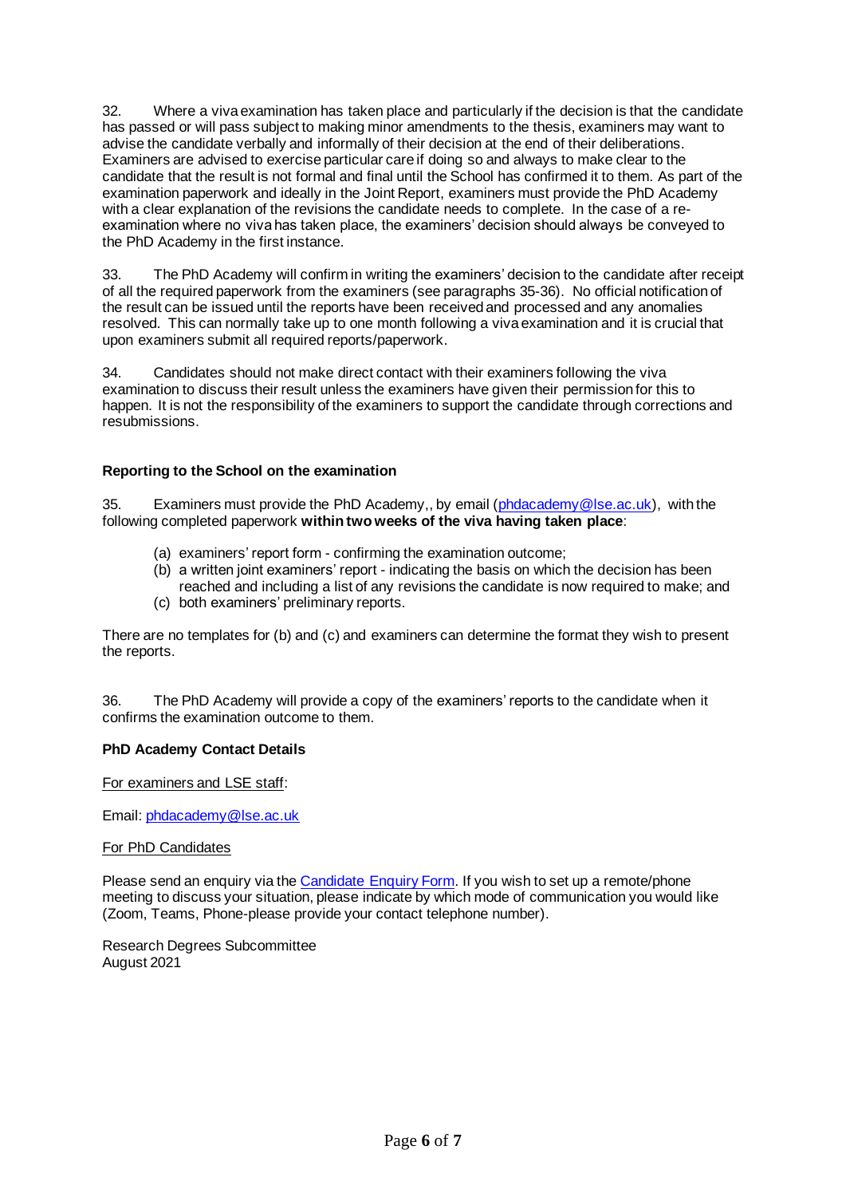32. Where a viva examination has taken place and particularly if the decision is that the candidate has passed or will pass subject to making minor amendments to the thesis, examiners may want to advise the candidate verbally and informally of their decision at the end of their deliberations. Examiners are advised to exercise particular care if doing so and always to make clear to the candidate that the result is not formal and final until the School has confirmed it to them. As part of the examination paperwork and ideally in the Joint Report, examiners must provide the PhD Academy with a clear explanation of the revisions the candidate needs to complete. In the case of a re-examination where no viva has taken place, the examiners' decision should always be conveyed to the PhD Academy in the first instance.

33. The PhD Academy will confirm in writing the examiners' decision to the candidate after receipt of all the required paperwork from the examiners (see paragraphs 35-36). No official notification of the result can be issued until the reports have been received and processed and any anomalies resolved. This can normally take up to one month following a viva examination and it is crucial that upon examiners submit all required reports/paperwork.

34. Candidates should not make direct contact with their examiners following the viva examination to discuss their result unless the examiners have given their permission for this to happen. It is not the responsibility of the examiners to support the candidate through corrections and resubmissions.

**Reporting to the School on the examination**

35. Examiners must provide the PhD Academy,, by email (phdacademy@lse.ac.uk), with the following completed paperwork **within two weeks of the viva having taken place**:

(a) examiners' report form - confirming the examination outcome;
(b) a written joint examiners' report - indicating the basis on which the decision has been reached and including a list of any revisions the candidate is now required to make; and
(c) both examiners' preliminary reports.

There are no templates for (b) and (c) and examiners can determine the format they wish to present the reports.

36. The PhD Academy will provide a copy of the examiners' reports to the candidate when it confirms the examination outcome to them.

**PhD Academy Contact Details**

For examiners and LSE staff:

Email: phdacademy@lse.ac.uk

For PhD Candidates

Please send an enquiry via the Candidate Enquiry Form. If you wish to set up a remote/phone meeting to discuss your situation, please indicate by which mode of communication you would like (Zoom, Teams, Phone-please provide your contact telephone number).

Research Degrees Subcommittee
August 2021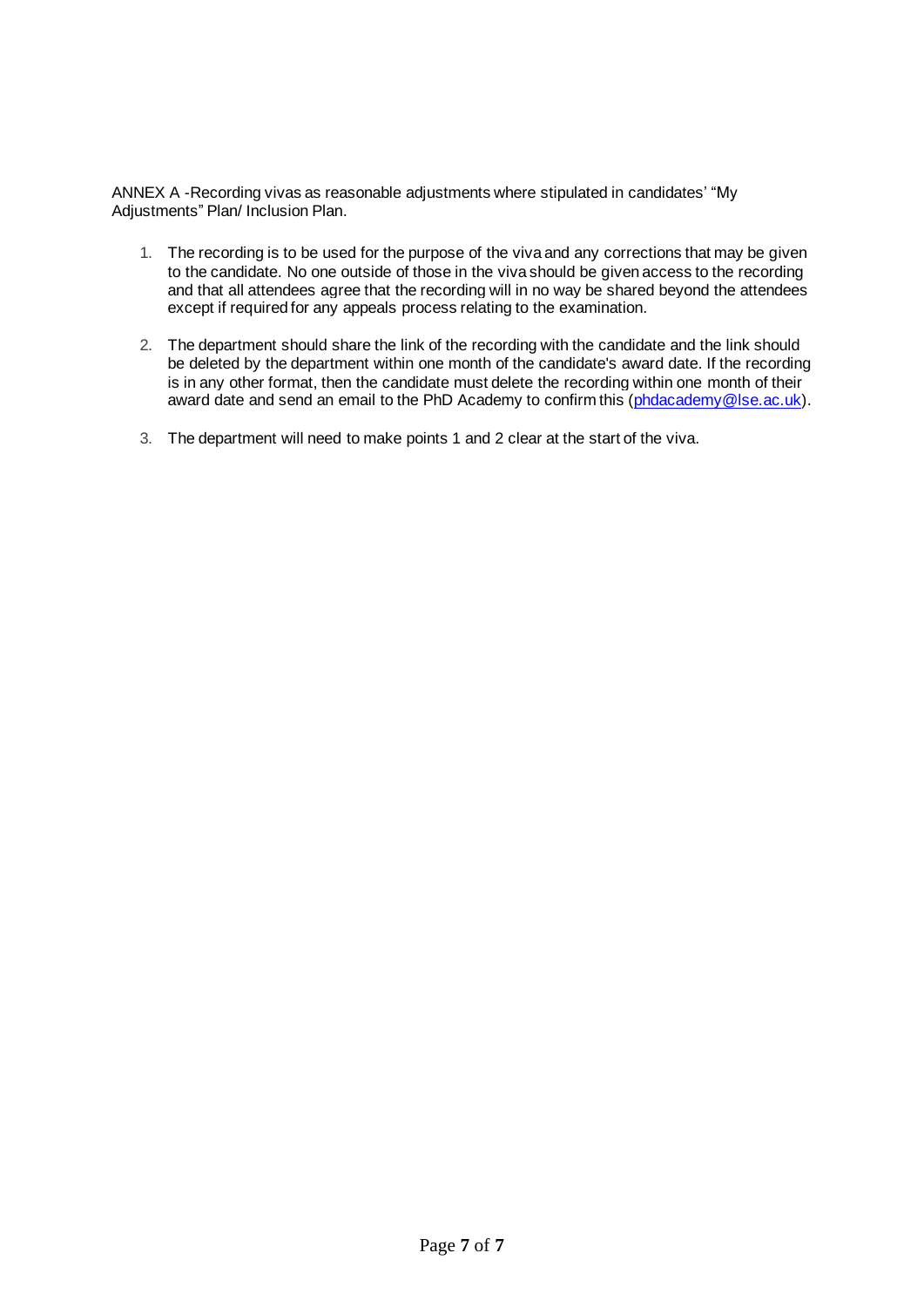ANNEX A -Recording vivas as reasonable adjustments where stipulated in candidates' "My Adjustments" Plan/ Inclusion Plan.

1. The recording is to be used for the purpose of the viva and any corrections that may be given to the candidate. No one outside of those in the viva should be given access to the recording and that all attendees agree that the recording will in no way be shared beyond the attendees except if required for any appeals process relating to the examination.

2. The department should share the link of the recording with the candidate and the link should be deleted by the department within one month of the candidate's award date. If the recording is in any other format, then the candidate must delete the recording within one month of their award date and send an email to the PhD Academy to confirm this (phdacademy@lse.ac.uk).

3. The department will need to make points 1 and 2 clear at the start of the viva.